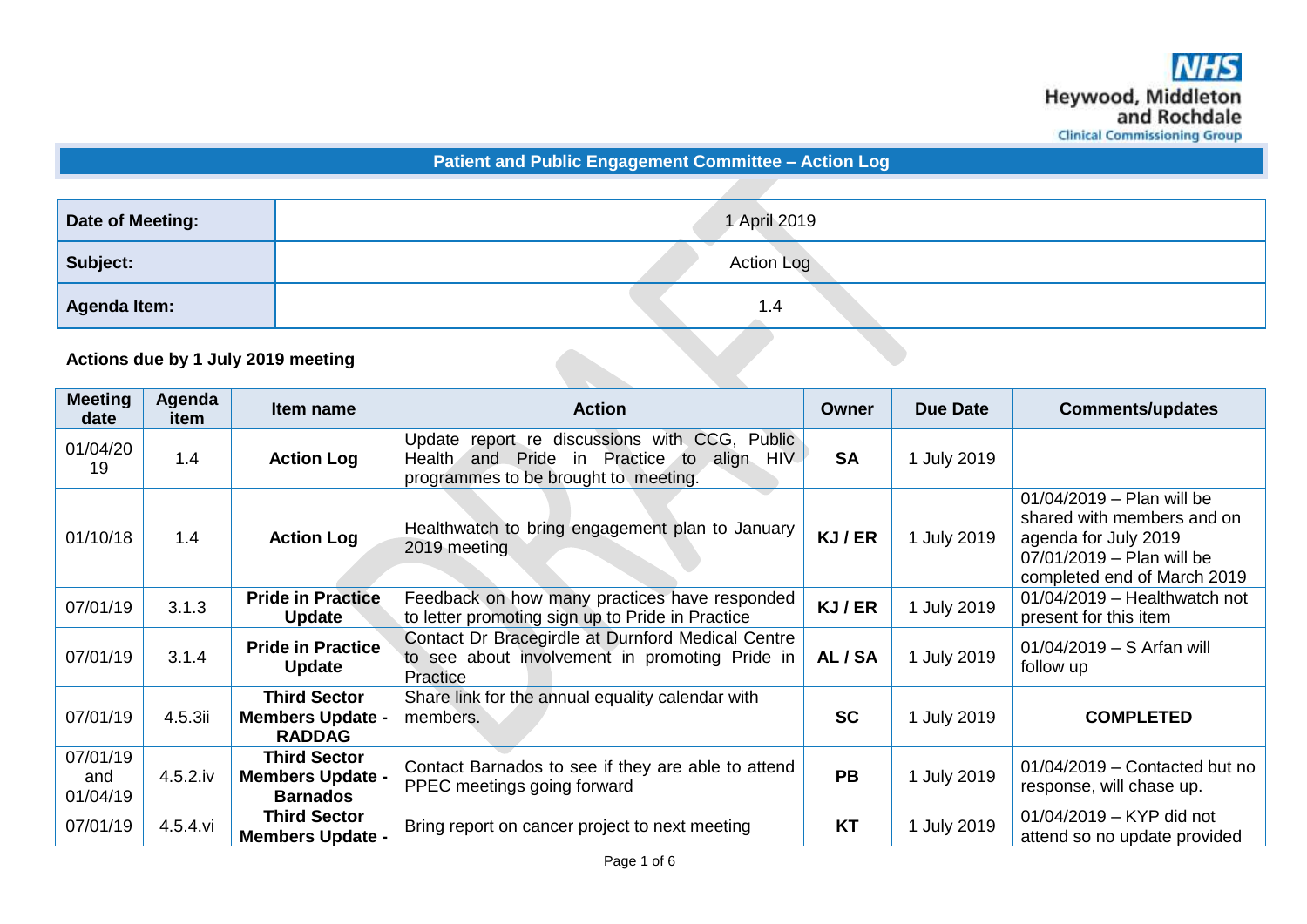**Heywood, Middleton and Rochdale Clinical Commissioning Group**

## Patient and Public Engagement Committee – Action Log

| **Date of Meeting:** | 1 April 2019 |
|---|---|
| **Subject:** | Action Log |
| **Agenda Item:** | 1.4 |

**Actions due by 1 July 2019 meeting**

| Meeting date | Agenda item | Item name | Action | Owner | Due Date | Comments/updates |
|---|---|---|---|---|---|---|
| 01/04/2019 | 1.4 | **Action Log** | Update report re discussions with CCG, Public Health and Pride in Practice to align HIV programmes to be brought to meeting. | **SA** | 1 July 2019 | |
| 01/10/18 | 1.4 | **Action Log** | Healthwatch to bring engagement plan to January 2019 meeting | **KJ / ER** | 1 July 2019 | 01/04/2019 – Plan will be shared with members and on agenda for July 2019<br>07/01/2019 – Plan will be completed end of March 2019 |
| 07/01/19 | 3.1.3 | **Pride in Practice Update** | Feedback on how many practices have responded to letter promoting sign up to Pride in Practice | **KJ / ER** | 1 July 2019 | 01/04/2019 – Healthwatch not present for this item |
| 07/01/19 | 3.1.4 | **Pride in Practice Update** | Contact Dr Bracegirdle at Durnford Medical Centre to see about involvement in promoting Pride in Practice | **AL / SA** | 1 July 2019 | 01/04/2019 – S Arfan will follow up |
| 07/01/19 | 4.5.3ii | **Third Sector Members Update - RADDAG** | Share link for the annual equality calendar with members. | **SC** | 1 July 2019 | **COMPLETED** |
| 07/01/19 and 01/04/19 | 4.5.2.iv | **Third Sector Members Update - Barnados** | Contact Barnados to see if they are able to attend PPEC meetings going forward | **PB** | 1 July 2019 | 01/04/2019 – Contacted but no response, will chase up. |
| 07/01/19 | 4.5.4.vi | **Third Sector Members Update -** | Bring report on cancer project to next meeting | **KT** | 1 July 2019 | 01/04/2019 – KYP did not attend so no update provided |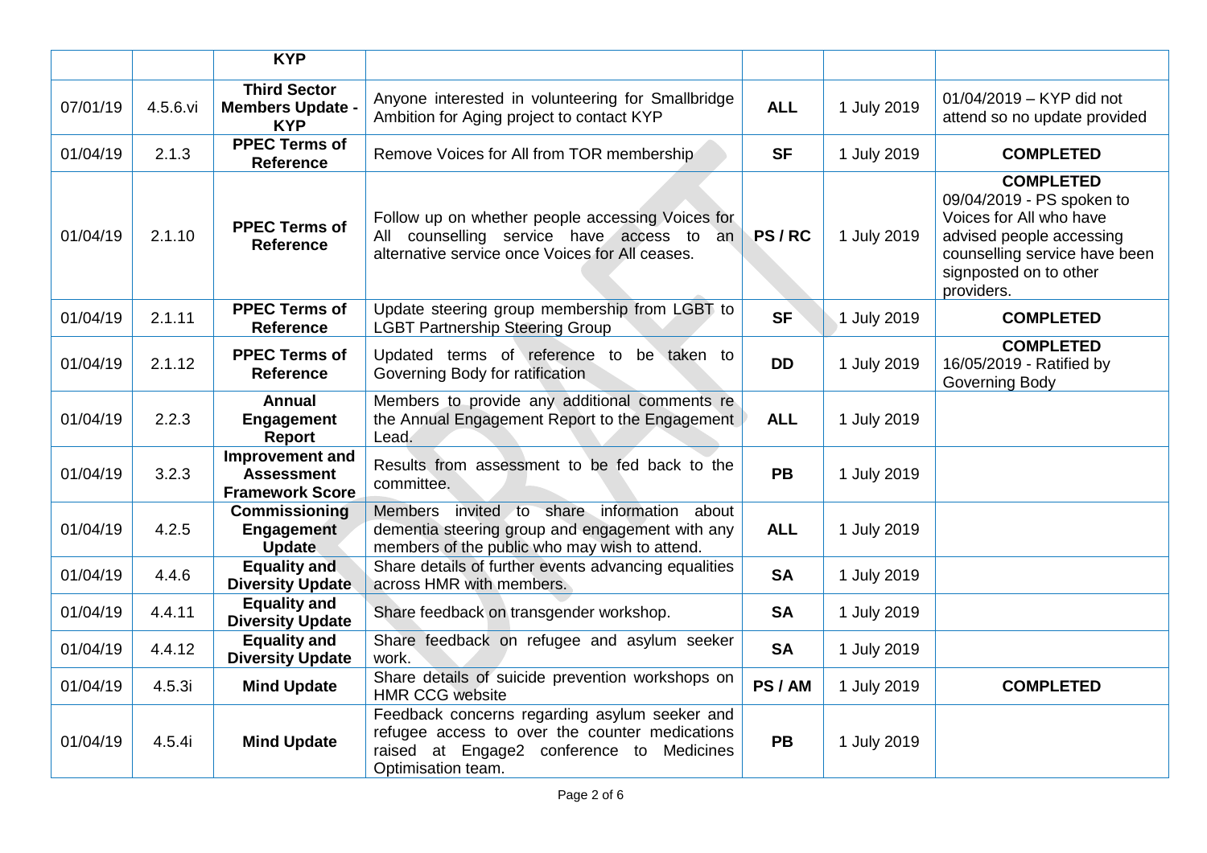| | | **KYP** | | | | |
|---|---|---|---|---|---|---|
| 07/01/19 | 4.5.6.vi | **Third Sector Members Update - KYP** | Anyone interested in volunteering for Smallbridge Ambition for Aging project to contact KYP | **ALL** | 1 July 2019 | 01/04/2019 – KYP did not attend so no update provided |
| 01/04/19 | 2.1.3 | **PPEC Terms of Reference** | Remove Voices for All from TOR membership | **SF** | 1 July 2019 | **COMPLETED** |
| 01/04/19 | 2.1.10 | **PPEC Terms of Reference** | Follow up on whether people accessing Voices for All counselling service have access to an alternative service once Voices for All ceases. | **PS / RC** | 1 July 2019 | **COMPLETED** 09/04/2019 - PS spoken to Voices for All who have advised people accessing counselling service have been signposted on to other providers. |
| 01/04/19 | 2.1.11 | **PPEC Terms of Reference** | Update steering group membership from LGBT to LGBT Partnership Steering Group | **SF** | 1 July 2019 | **COMPLETED** |
| 01/04/19 | 2.1.12 | **PPEC Terms of Reference** | Updated terms of reference to be taken to Governing Body for ratification | **DD** | 1 July 2019 | **COMPLETED** 16/05/2019 - Ratified by Governing Body |
| 01/04/19 | 2.2.3 | **Annual Engagement Report** | Members to provide any additional comments re the Annual Engagement Report to the Engagement Lead. | **ALL** | 1 July 2019 | |
| 01/04/19 | 3.2.3 | **Improvement and Assessment Framework Score** | Results from assessment to be fed back to the committee. | **PB** | 1 July 2019 | |
| 01/04/19 | 4.2.5 | **Commissioning Engagement Update** | Members invited to share information about dementia steering group and engagement with any members of the public who may wish to attend. | **ALL** | 1 July 2019 | |
| 01/04/19 | 4.4.6 | **Equality and Diversity Update** | Share details of further events advancing equalities across HMR with members. | **SA** | 1 July 2019 | |
| 01/04/19 | 4.4.11 | **Equality and Diversity Update** | Share feedback on transgender workshop. | **SA** | 1 July 2019 | |
| 01/04/19 | 4.4.12 | **Equality and Diversity Update** | Share feedback on refugee and asylum seeker work. | **SA** | 1 July 2019 | |
| 01/04/19 | 4.5.3i | **Mind Update** | Share details of suicide prevention workshops on HMR CCG website | **PS / AM** | 1 July 2019 | **COMPLETED** |
| 01/04/19 | 4.5.4i | **Mind Update** | Feedback concerns regarding asylum seeker and refugee access to over the counter medications raised at Engage2 conference to Medicines Optimisation team. | **PB** | 1 July 2019 | |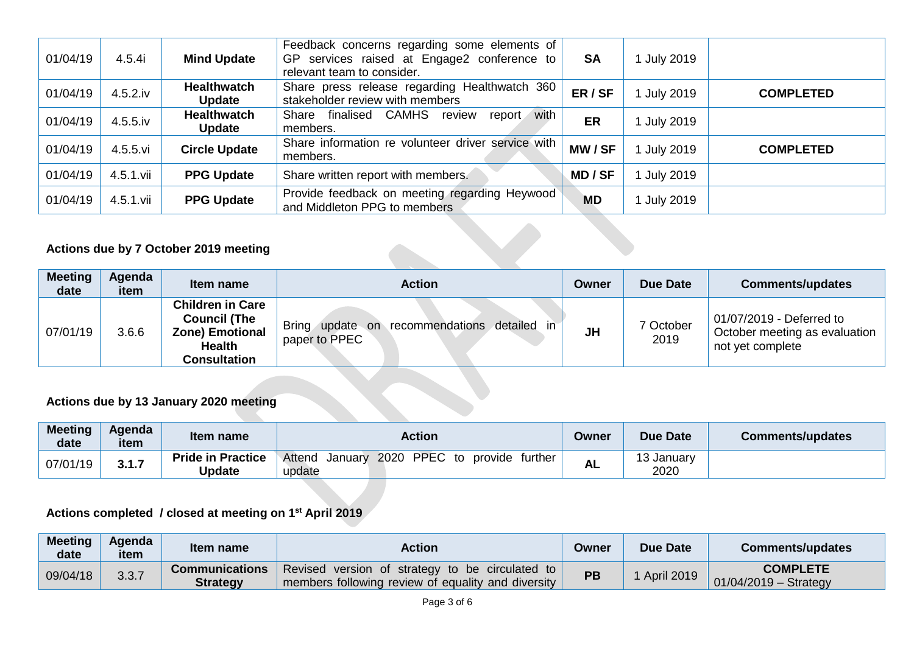| | | | | | | |
|---|---|---|---|---|---|---|
| 01/04/19 | 4.5.4i | **Mind Update** | Feedback concerns regarding some elements of GP services raised at Engage2 conference to relevant team to consider. | **SA** | 1 July 2019 | |
| 01/04/19 | 4.5.2.iv | **Healthwatch Update** | Share press release regarding Healthwatch 360 stakeholder review with members | **ER / SF** | 1 July 2019 | **COMPLETED** |
| 01/04/19 | 4.5.5.iv | **Healthwatch Update** | Share finalised CAMHS review report with members. | **ER** | 1 July 2019 | |
| 01/04/19 | 4.5.5.vi | **Circle Update** | Share information re volunteer driver service with members. | **MW / SF** | 1 July 2019 | **COMPLETED** |
| 01/04/19 | 4.5.1.vii | **PPG Update** | Share written report with members. | **MD / SF** | 1 July 2019 | |
| 01/04/19 | 4.5.1.vii | **PPG Update** | Provide feedback on meeting regarding Heywood and Middleton PPG to members | **MD** | 1 July 2019 | |

**Actions due by 7 October 2019 meeting**

| Meeting date | Agenda item | Item name | Action | Owner | Due Date | Comments/updates |
|---|---|---|---|---|---|---|
| 07/01/19 | 3.6.6 | **Children in Care Council (The Zone) Emotional Health Consultation** | Bring update on recommendations detailed in paper to PPEC | **JH** | 7 October 2019 | 01/07/2019 - Deferred to October meeting as evaluation not yet complete |

**Actions due by 13 January 2020 meeting**

| Meeting date | Agenda item | Item name | Action | Owner | Due Date | Comments/updates |
|---|---|---|---|---|---|---|
| 07/01/19 | **3.1.7** | **Pride in Practice Update** | Attend January 2020 PPEC to provide further update | **AL** | 13 January 2020 | |

**Actions completed / closed at meeting on 1st April 2019**

| Meeting date | Agenda item | Item name | Action | Owner | Due Date | Comments/updates |
|---|---|---|---|---|---|---|
| 09/04/18 | 3.3.7 | **Communications Strategy** | Revised version of strategy to be circulated to members following review of equality and diversity | **PB** | 1 April 2019 | **COMPLETE** 01/04/2019 – Strategy |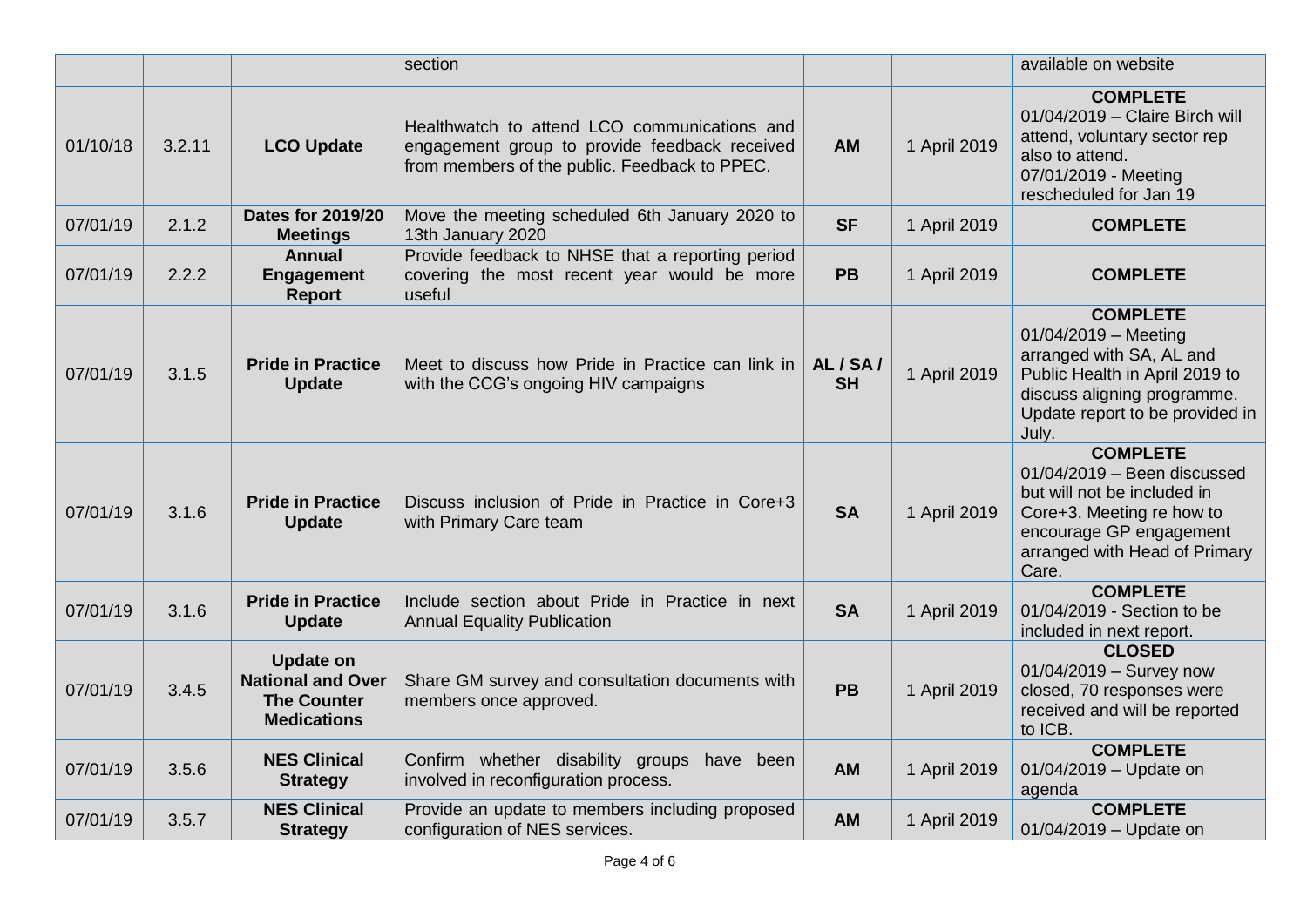| | | | section | | | available on website |
|---|---|---|---|---|---|---|
| 01/10/18 | 3.2.11 | **LCO Update** | Healthwatch to attend LCO communications and engagement group to provide feedback received from members of the public. Feedback to PPEC. | **AM** | 1 April 2019 | **COMPLETE** 01/04/2019 – Claire Birch will attend, voluntary sector rep also to attend. 07/01/2019 - Meeting rescheduled for Jan 19 |
| 07/01/19 | 2.1.2 | **Dates for 2019/20 Meetings** | Move the meeting scheduled 6th January 2020 to 13th January 2020 | **SF** | 1 April 2019 | **COMPLETE** |
| 07/01/19 | 2.2.2 | **Annual Engagement Report** | Provide feedback to NHSE that a reporting period covering the most recent year would be more useful | **PB** | 1 April 2019 | **COMPLETE** |
| 07/01/19 | 3.1.5 | **Pride in Practice Update** | Meet to discuss how Pride in Practice can link in with the CCG's ongoing HIV campaigns | **AL / SA / SH** | 1 April 2019 | **COMPLETE** 01/04/2019 – Meeting arranged with SA, AL and Public Health in April 2019 to discuss aligning programme. Update report to be provided in July. |
| 07/01/19 | 3.1.6 | **Pride in Practice Update** | Discuss inclusion of Pride in Practice in Core+3 with Primary Care team | **SA** | 1 April 2019 | **COMPLETE** 01/04/2019 – Been discussed but will not be included in Core+3. Meeting re how to encourage GP engagement arranged with Head of Primary Care. |
| 07/01/19 | 3.1.6 | **Pride in Practice Update** | Include section about Pride in Practice in next Annual Equality Publication | **SA** | 1 April 2019 | **COMPLETE** 01/04/2019 - Section to be included in next report. |
| 07/01/19 | 3.4.5 | **Update on National and Over The Counter Medications** | Share GM survey and consultation documents with members once approved. | **PB** | 1 April 2019 | **CLOSED** 01/04/2019 – Survey now closed, 70 responses were received and will be reported to ICB. |
| 07/01/19 | 3.5.6 | **NES Clinical Strategy** | Confirm whether disability groups have been involved in reconfiguration process. | **AM** | 1 April 2019 | **COMPLETE** 01/04/2019 – Update on agenda |
| 07/01/19 | 3.5.7 | **NES Clinical Strategy** | Provide an update to members including proposed configuration of NES services. | **AM** | 1 April 2019 | **COMPLETE** 01/04/2019 – Update on |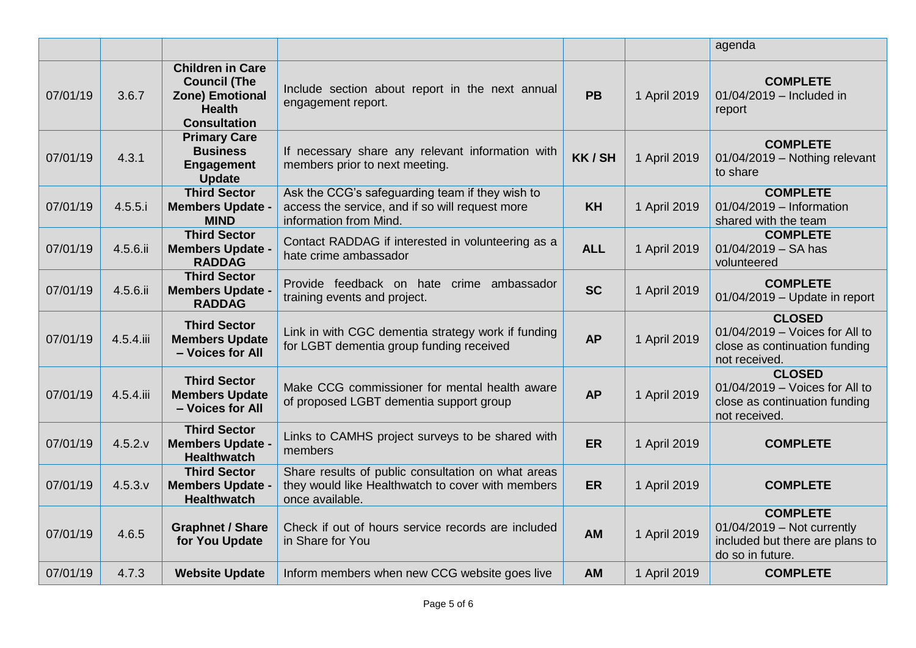| | | | | | | agenda |
|---|---|---|---|---|---|---|
| 07/01/19 | 3.6.7 | **Children in Care Council (The Zone) Emotional Health Consultation** | Include section about report in the next annual engagement report. | **PB** | 1 April 2019 | **COMPLETE** 01/04/2019 – Included in report |
| 07/01/19 | 4.3.1 | **Primary Care Business Engagement Update** | If necessary share any relevant information with members prior to next meeting. | **KK / SH** | 1 April 2019 | **COMPLETE** 01/04/2019 – Nothing relevant to share |
| 07/01/19 | 4.5.5.i | **Third Sector Members Update - MIND** | Ask the CCG's safeguarding team if they wish to access the service, and if so will request more information from Mind. | **KH** | 1 April 2019 | **COMPLETE** 01/04/2019 – Information shared with the team |
| 07/01/19 | 4.5.6.ii | **Third Sector Members Update - RADDAG** | Contact RADDAG if interested in volunteering as a hate crime ambassador | **ALL** | 1 April 2019 | **COMPLETE** 01/04/2019 – SA has volunteered |
| 07/01/19 | 4.5.6.ii | **Third Sector Members Update - RADDAG** | Provide feedback on hate crime ambassador training events and project. | **SC** | 1 April 2019 | **COMPLETE** 01/04/2019 – Update in report |
| 07/01/19 | 4.5.4.iii | **Third Sector Members Update – Voices for All** | Link in with CGC dementia strategy work if funding for LGBT dementia group funding received | **AP** | 1 April 2019 | **CLOSED** 01/04/2019 – Voices for All to close as continuation funding not received. |
| 07/01/19 | 4.5.4.iii | **Third Sector Members Update – Voices for All** | Make CCG commissioner for mental health aware of proposed LGBT dementia support group | **AP** | 1 April 2019 | **CLOSED** 01/04/2019 – Voices for All to close as continuation funding not received. |
| 07/01/19 | 4.5.2.v | **Third Sector Members Update - Healthwatch** | Links to CAMHS project surveys to be shared with members | **ER** | 1 April 2019 | **COMPLETE** |
| 07/01/19 | 4.5.3.v | **Third Sector Members Update - Healthwatch** | Share results of public consultation on what areas they would like Healthwatch to cover with members once available. | **ER** | 1 April 2019 | **COMPLETE** |
| 07/01/19 | 4.6.5 | **Graphnet / Share for You Update** | Check if out of hours service records are included in Share for You | **AM** | 1 April 2019 | **COMPLETE** 01/04/2019 – Not currently included but there are plans to do so in future. |
| 07/01/19 | 4.7.3 | **Website Update** | Inform members when new CCG website goes live | **AM** | 1 April 2019 | **COMPLETE** |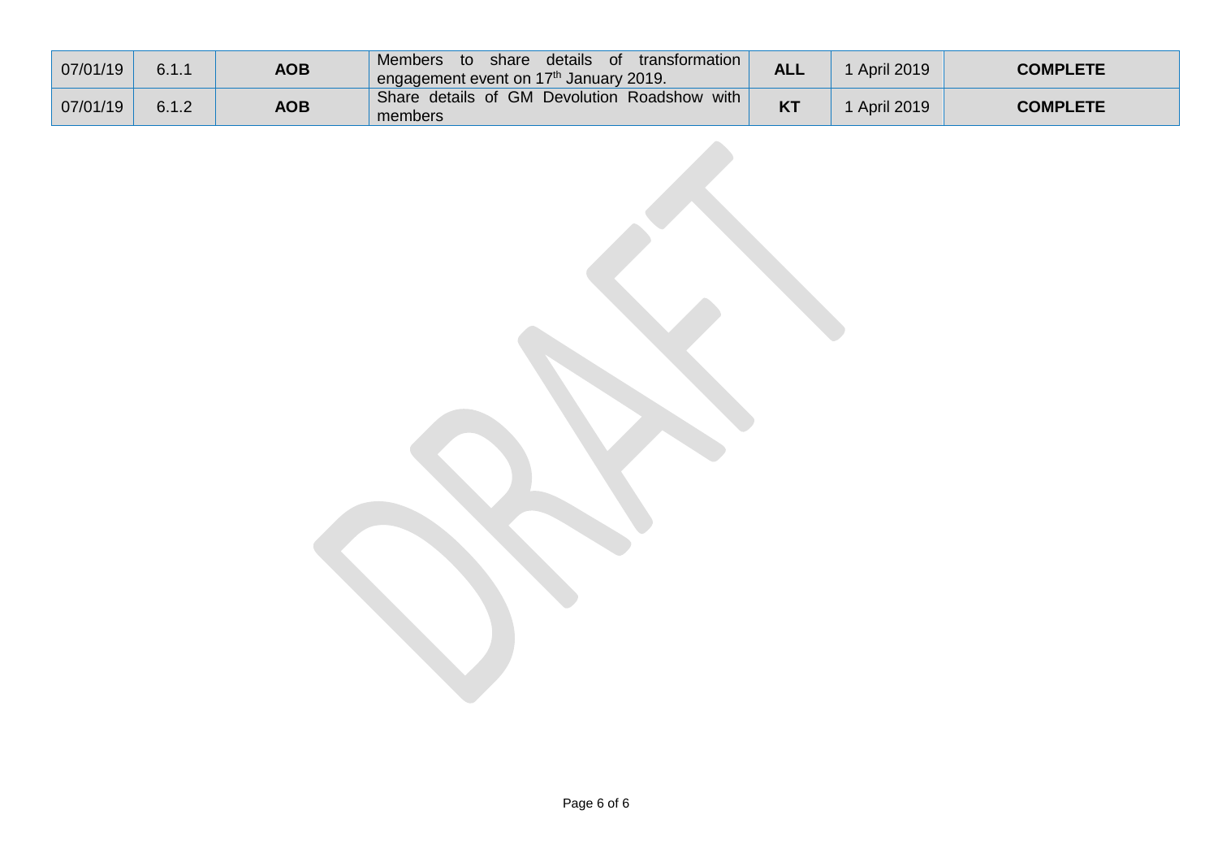| | | | | | | |
|---|---|---|---|---|---|---|
| 07/01/19 | 6.1.1 | **AOB** | Members to share details of transformation engagement event on 17th January 2019. | **ALL** | 1 April 2019 | **COMPLETE** |
| 07/01/19 | 6.1.2 | **AOB** | Share details of GM Devolution Roadshow with members | **KT** | 1 April 2019 | **COMPLETE** |

DRAFT